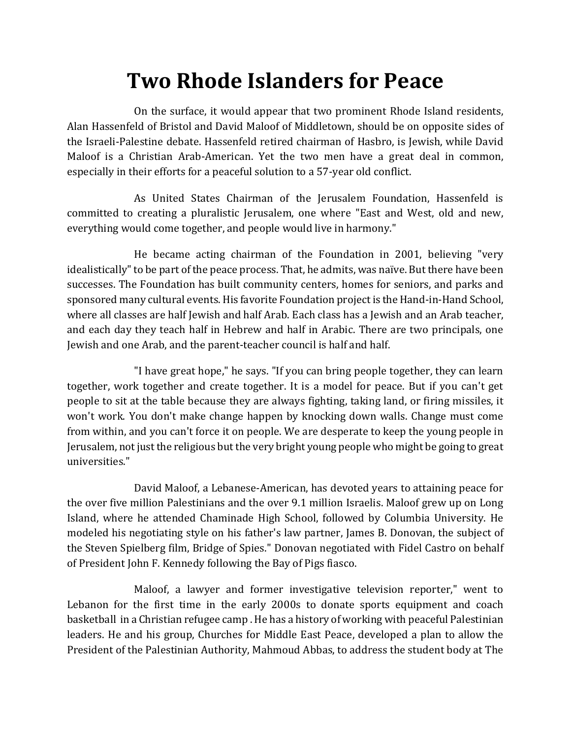# Two Rhode Islanders for Peace

On the surface, it would appear that two prominent Rhode Island residents, Alan Hassenfeld of Bristol and David Maloof of Middletown, should be on opposite sides of the Israeli-Palestine debate. Hassenfeld retired chairman of Hasbro, is Jewish, while David Maloof is a Christian Arab-American. Yet the two men have a great deal in common, especially in their efforts for a peaceful solution to a 57-year old conflict.

As United States Chairman of the Jerusalem Foundation, Hassenfeld is committed to creating a pluralistic Jerusalem, one where "East and West, old and new, everything would come together, and people would live in harmony."

He became acting chairman of the Foundation in 2001, believing "very idealistically" to be part of the peace process. That, he admits, was naïve. But there have been successes. The Foundation has built community centers, homes for seniors, and parks and sponsored many cultural events. His favorite Foundation project is the Hand-in-Hand School, where all classes are half Jewish and half Arab. Each class has a Jewish and an Arab teacher, and each day they teach half in Hebrew and half in Arabic. There are two principals, one Jewish and one Arab, and the parent-teacher council is half and half.

"I have great hope," he says. "If you can bring people together, they can learn together, work together and create together. It is a model for peace. But if you can't get people to sit at the table because they are always fighting, taking land, or firing missiles, it won't work. You don't make change happen by knocking down walls. Change must come from within, and you can't force it on people. We are desperate to keep the young people in Jerusalem, not just the religious but the very bright young people who might be going to great universities."

David Maloof, a Lebanese-American, has devoted years to attaining peace for the over five million Palestinians and the over 9.1 million Israelis. Maloof grew up on Long Island, where he attended Chaminade High School, followed by Columbia University. He modeled his negotiating style on his father's law partner, James B. Donovan, the subject of the Steven Spielberg film, Bridge of Spies." Donovan negotiated with Fidel Castro on behalf of President John F. Kennedy following the Bay of Pigs fiasco.

Maloof, a lawyer and former investigative television reporter," went to Lebanon for the first time in the early 2000s to donate sports equipment and coach basketball in a Christian refugee camp . He has a history of working with peaceful Palestinian leaders. He and his group, Churches for Middle East Peace, developed a plan to allow the President of the Palestinian Authority, Mahmoud Abbas, to address the student body at The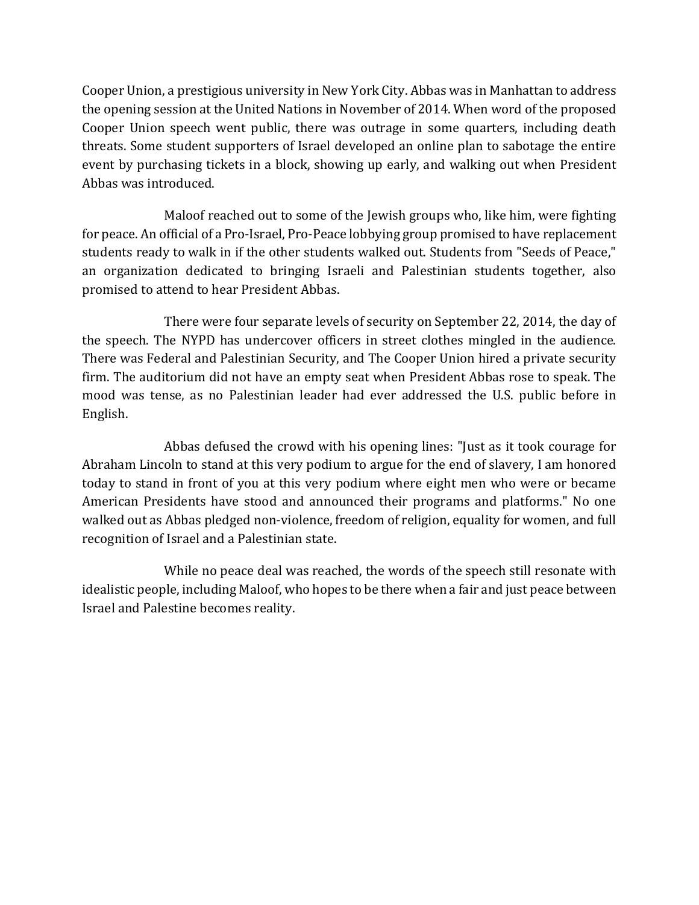Cooper Union, a prestigious university in New York City. Abbas was in Manhattan to address the opening session at the United Nations in November of 2014. When word of the proposed Cooper Union speech went public, there was outrage in some quarters, including death threats. Some student supporters of Israel developed an online plan to sabotage the entire event by purchasing tickets in a block, showing up early, and walking out when President Abbas was introduced.

Maloof reached out to some of the Jewish groups who, like him, were fighting for peace. An official of a Pro-Israel, Pro-Peace lobbying group promised to have replacement students ready to walk in if the other students walked out. Students from "Seeds of Peace," an organization dedicated to bringing Israeli and Palestinian students together, also promised to attend to hear President Abbas.

There were four separate levels of security on September 22, 2014, the day of the speech. The NYPD has undercover officers in street clothes mingled in the audience. There was Federal and Palestinian Security, and The Cooper Union hired a private security firm. The auditorium did not have an empty seat when President Abbas rose to speak. The mood was tense, as no Palestinian leader had ever addressed the U.S. public before in English.

Abbas defused the crowd with his opening lines: "Just as it took courage for Abraham Lincoln to stand at this very podium to argue for the end of slavery, I am honored today to stand in front of you at this very podium where eight men who were or became American Presidents have stood and announced their programs and platforms." No one walked out as Abbas pledged non-violence, freedom of religion, equality for women, and full recognition of Israel and a Palestinian state.

While no peace deal was reached, the words of the speech still resonate with idealistic people, including Maloof, who hopes to be there when a fair and just peace between Israel and Palestine becomes reality.